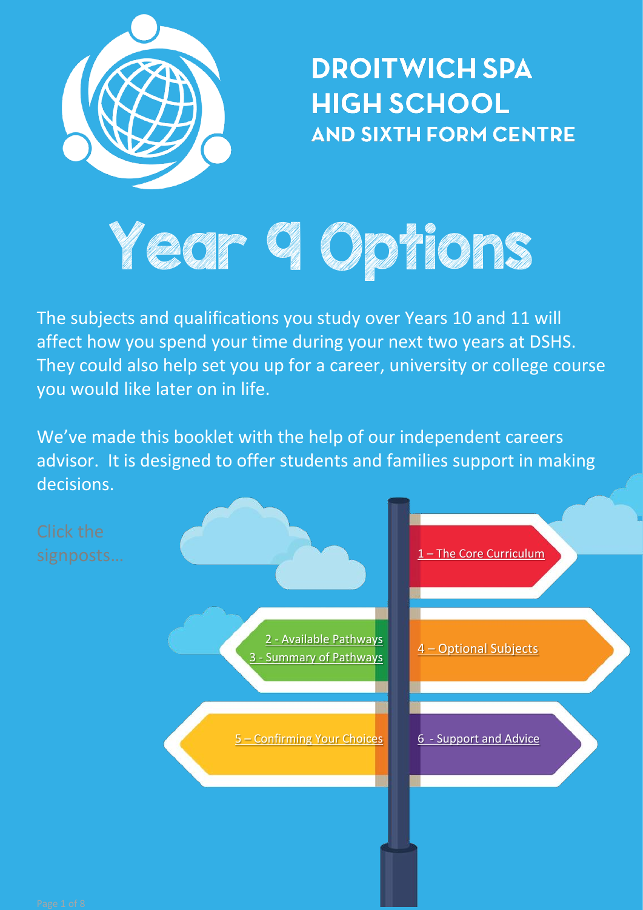# DROITWICH SPA HIGH SCHOOL
## AND SIXTH FORM CENTRE

# Year 9 Options

The subjects and qualifications you study over Years 10 and 11 will affect how you spend your time during your next two years at DSHS. They could also help set you up for a career, university or college course you would like later on in life.

We've made this booklet with the help of our independent careers advisor. It is designed to offer students and families support in making decisions.

Click the signposts…

- 1 – The Core Curriculum
- 2 - Available Pathways
- 3 - Summary of Pathways
- 4 – Optional Subjects
- 5 – Confirming Your Choices
- 6 - Support and Advice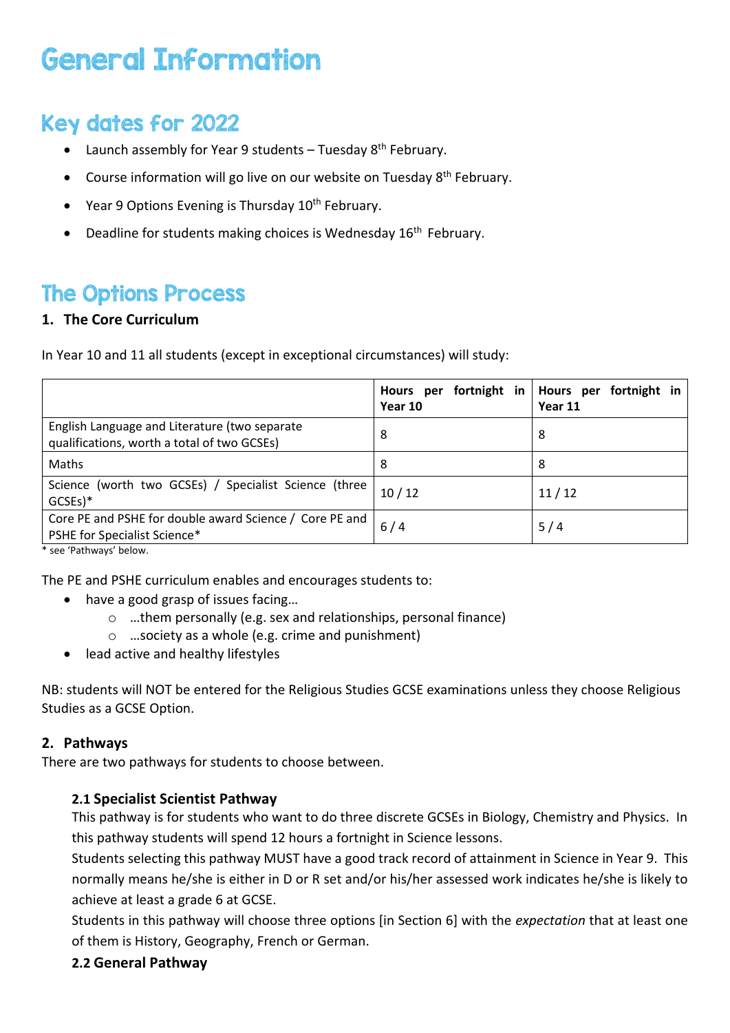# General Information

## Key dates for 2022

- Launch assembly for Year 9 students – Tuesday 8th February.
- Course information will go live on our website on Tuesday 8th February.
- Year 9 Options Evening is Thursday 10th February.
- Deadline for students making choices is Wednesday 16th February.

## The Options Process

### 1. The Core Curriculum

In Year 10 and 11 all students (except in exceptional circumstances) will study:

| | Hours per fortnight in Year 10 | Hours per fortnight in Year 11 |
|---|---|---|
| English Language and Literature (two separate qualifications, worth a total of two GCSEs) | 8 | 8 |
| Maths | 8 | 8 |
| Science (worth two GCSEs) / Specialist Science (three GCSEs)* | 10 / 12 | 11 / 12 |
| Core PE and PSHE for double award Science / Core PE and PSHE for Specialist Science* | 6 / 4 | 5 / 4 |

\* see 'Pathways' below.

The PE and PSHE curriculum enables and encourages students to:

- have a good grasp of issues facing…
  - …them personally (e.g. sex and relationships, personal finance)
  - …society as a whole (e.g. crime and punishment)
- lead active and healthy lifestyles

NB: students will NOT be entered for the Religious Studies GCSE examinations unless they choose Religious Studies as a GCSE Option.

### 2. Pathways

There are two pathways for students to choose between.

#### 2.1 Specialist Scientist Pathway

This pathway is for students who want to do three discrete GCSEs in Biology, Chemistry and Physics. In this pathway students will spend 12 hours a fortnight in Science lessons.

Students selecting this pathway MUST have a good track record of attainment in Science in Year 9. This normally means he/she is either in D or R set and/or his/her assessed work indicates he/she is likely to achieve at least a grade 6 at GCSE.

Students in this pathway will choose three options [in Section 6] with the *expectation* that at least one of them is History, Geography, French or German.

#### 2.2 General Pathway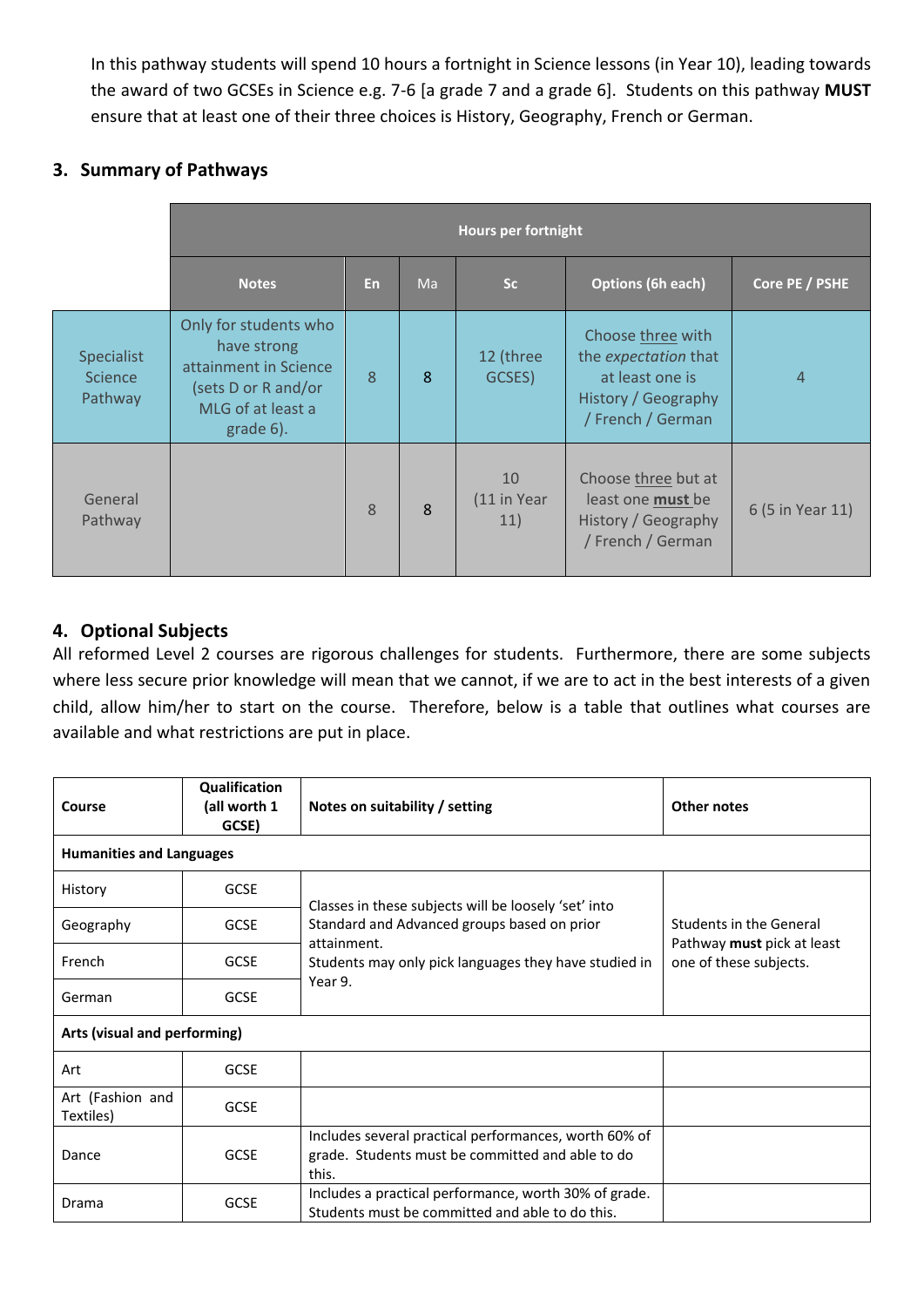In this pathway students will spend 10 hours a fortnight in Science lessons (in Year 10), leading towards the award of two GCSEs in Science e.g. 7-6 [a grade 7 and a grade 6]. Students on this pathway **MUST** ensure that at least one of their three choices is History, Geography, French or German.

## 3. Summary of Pathways

| | Hours per fortnight | | | | | |
|---|---|---|---|---|---|---|
| | **Notes** | **En** | **Ma** | **Sc** | **Options (6h each)** | **Core PE / PSHE** |
| Specialist Science Pathway | Only for students who have strong attainment in Science (sets D or R and/or MLG of at least a grade 6). | 8 | 8 | 12 (three GCSES) | Choose <u>three</u> with the *expectation* that at least one is History / Geography / French / German | 4 |
| General Pathway | | 8 | 8 | 10 (11 in Year 11) | Choose <u>three</u> but at least one <u>**must**</u> be History / Geography / French / German | 6 (5 in Year 11) |

## 4. Optional Subjects

All reformed Level 2 courses are rigorous challenges for students. Furthermore, there are some subjects where less secure prior knowledge will mean that we cannot, if we are to act in the best interests of a given child, allow him/her to start on the course. Therefore, below is a table that outlines what courses are available and what restrictions are put in place.

| **Course** | **Qualification (all worth 1 GCSE)** | **Notes on suitability / setting** | **Other notes** |
|---|---|---|---|
| **Humanities and Languages** | | | |
| History | GCSE | Classes in these subjects will be loosely 'set' into Standard and Advanced groups based on prior attainment. Students may only pick languages they have studied in Year 9. | Students in the General Pathway **must** pick at least one of these subjects. |
| Geography | GCSE | | |
| French | GCSE | | |
| German | GCSE | | |
| **Arts (visual and performing)** | | | |
| Art | GCSE | | |
| Art (Fashion and Textiles) | GCSE | | |
| Dance | GCSE | Includes several practical performances, worth 60% of grade. Students must be committed and able to do this. | |
| Drama | GCSE | Includes a practical performance, worth 30% of grade. Students must be committed and able to do this. | |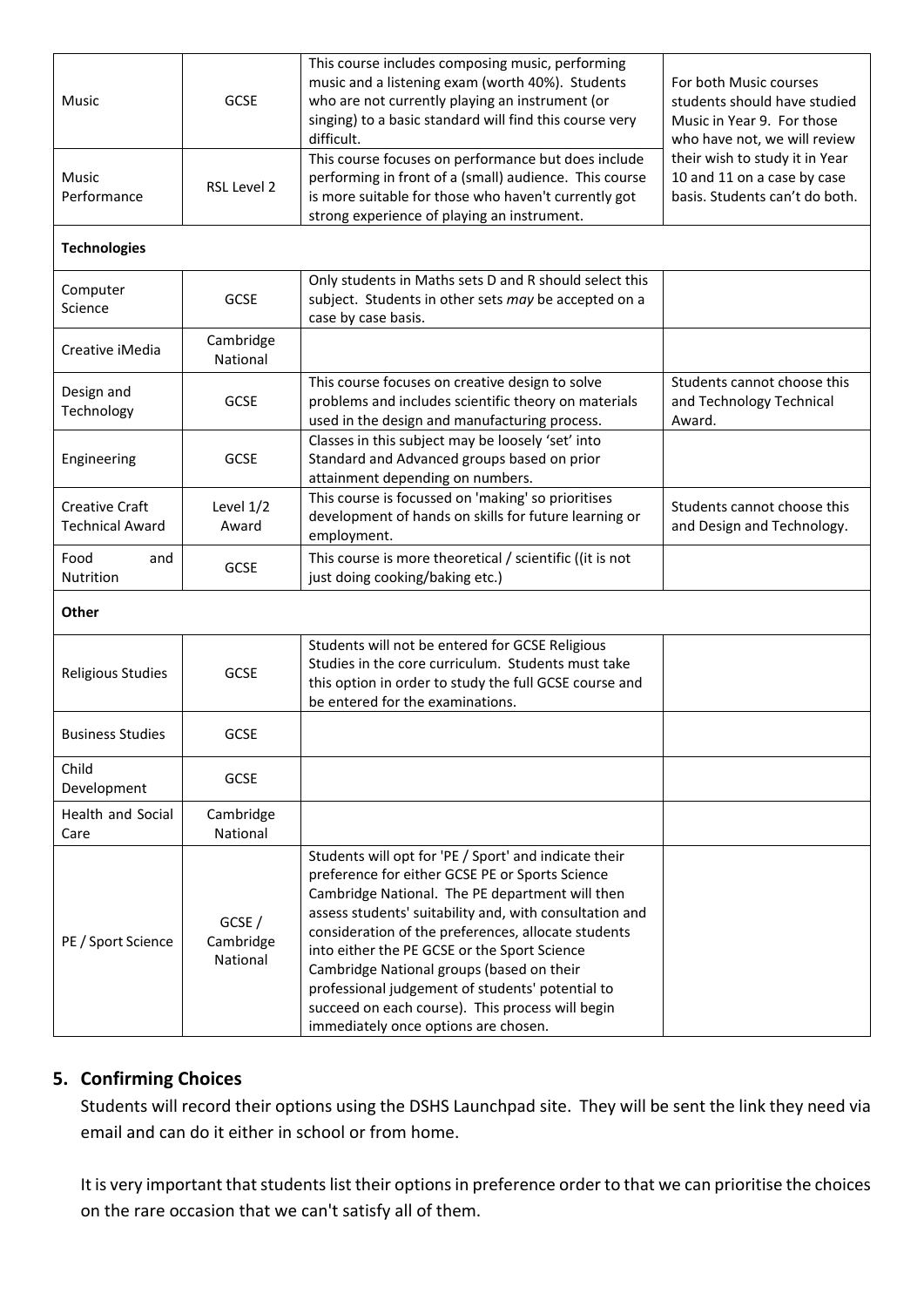| | | | |
|---|---|---|---|
| Music | GCSE | This course includes composing music, performing music and a listening exam (worth 40%). Students who are not currently playing an instrument (or singing) to a basic standard will find this course very difficult. | For both Music courses students should have studied Music in Year 9. For those who have not, we will review their wish to study it in Year 10 and 11 on a case by case basis. Students can't do both. |
| Music Performance | RSL Level 2 | This course focuses on performance but does include performing in front of a (small) audience. This course is more suitable for those who haven't currently got strong experience of playing an instrument. | |
| **Technologies** | | | |
| Computer Science | GCSE | Only students in Maths sets D and R should select this subject. Students in other sets *may* be accepted on a case by case basis. | |
| Creative iMedia | Cambridge National | | |
| Design and Technology | GCSE | This course focuses on creative design to solve problems and includes scientific theory on materials used in the design and manufacturing process. | Students cannot choose this and Technology Technical Award. |
| Engineering | GCSE | Classes in this subject may be loosely 'set' into Standard and Advanced groups based on prior attainment depending on numbers. | |
| Creative Craft Technical Award | Level 1/2 Award | This course is focussed on 'making' so prioritises development of hands on skills for future learning or employment. | Students cannot choose this and Design and Technology. |
| Food and Nutrition | GCSE | This course is more theoretical / scientific ((it is not just doing cooking/baking etc.) | |
| **Other** | | | |
| Religious Studies | GCSE | Students will not be entered for GCSE Religious Studies in the core curriculum. Students must take this option in order to study the full GCSE course and be entered for the examinations. | |
| Business Studies | GCSE | | |
| Child Development | GCSE | | |
| Health and Social Care | Cambridge National | | |
| PE / Sport Science | GCSE / Cambridge National | Students will opt for 'PE / Sport' and indicate their preference for either GCSE PE or Sports Science Cambridge National. The PE department will then assess students' suitability and, with consultation and consideration of the preferences, allocate students into either the PE GCSE or the Sport Science Cambridge National groups (based on their professional judgement of students' potential to succeed on each course). This process will begin immediately once options are chosen. | |

## 5. Confirming Choices

Students will record their options using the DSHS Launchpad site. They will be sent the link they need via email and can do it either in school or from home.

It is very important that students list their options in preference order to that we can prioritise the choices on the rare occasion that we can't satisfy all of them.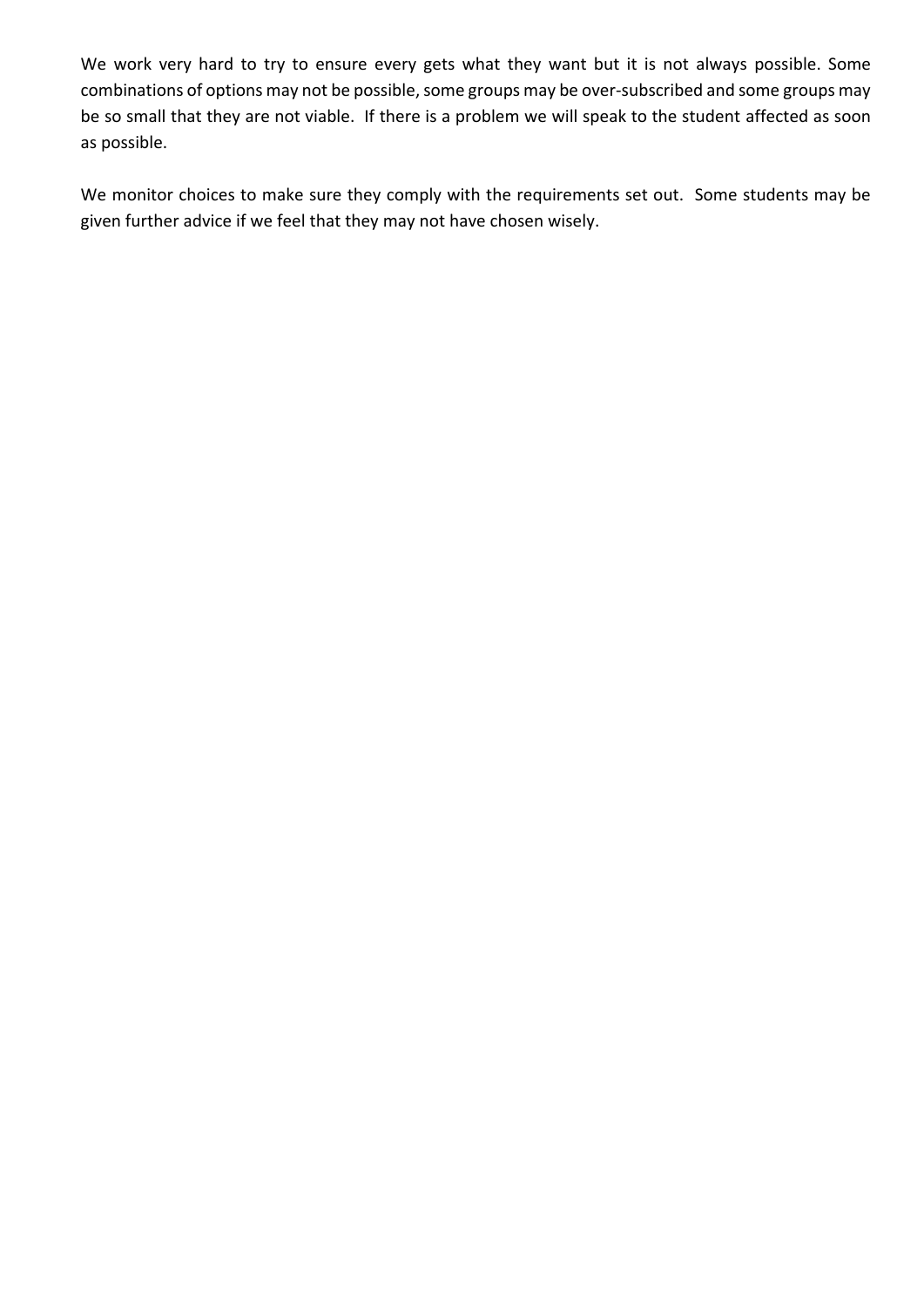We work very hard to try to ensure every gets what they want but it is not always possible. Some combinations of options may not be possible, some groups may be over-subscribed and some groups may be so small that they are not viable. If there is a problem we will speak to the student affected as soon as possible.

We monitor choices to make sure they comply with the requirements set out. Some students may be given further advice if we feel that they may not have chosen wisely.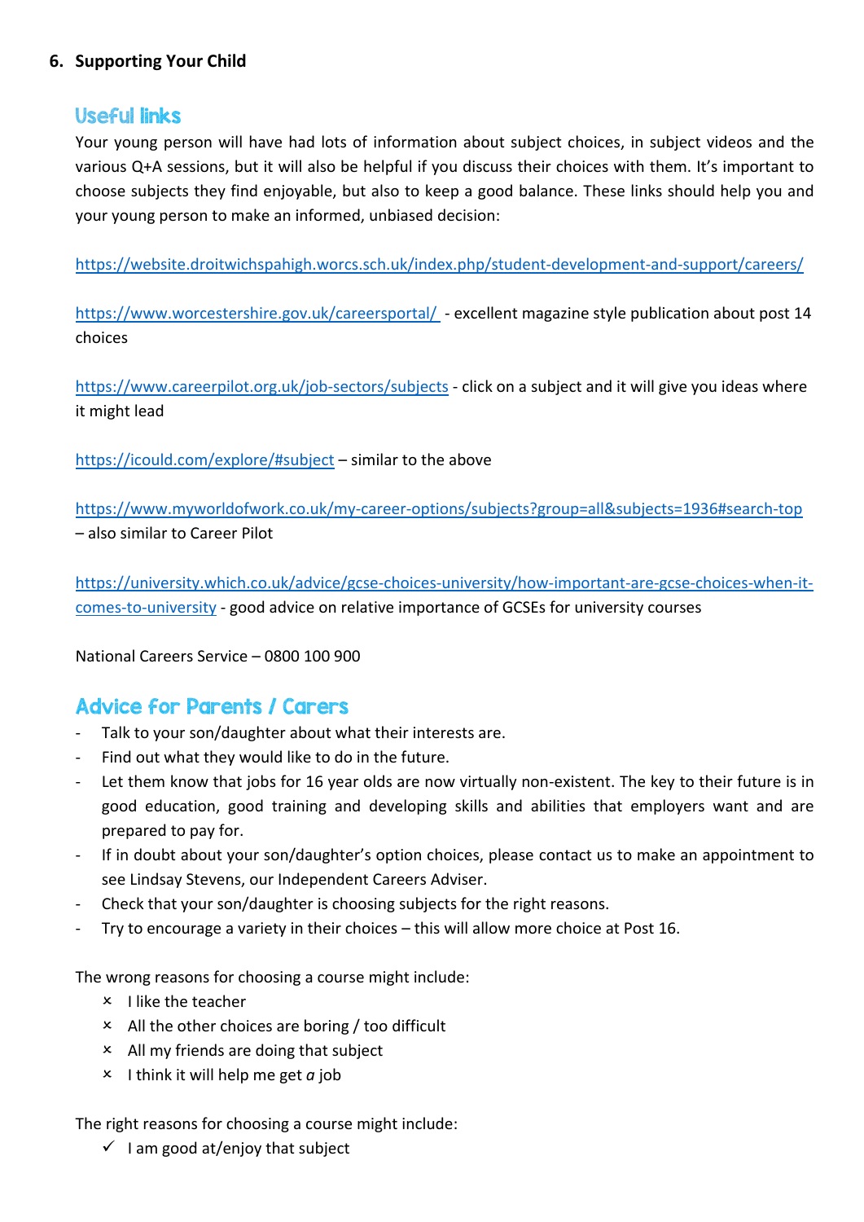## 6. Supporting Your Child

### Useful links

Your young person will have had lots of information about subject choices, in subject videos and the various Q+A sessions, but it will also be helpful if you discuss their choices with them. It's important to choose subjects they find enjoyable, but also to keep a good balance. These links should help you and your young person to make an informed, unbiased decision:

https://website.droitwichspahigh.worcs.sch.uk/index.php/student-development-and-support/careers/

https://www.worcestershire.gov.uk/careersportal/ - excellent magazine style publication about post 14 choices

https://www.careerpilot.org.uk/job-sectors/subjects - click on a subject and it will give you ideas where it might lead

https://icould.com/explore/#subject – similar to the above

https://www.myworldofwork.co.uk/my-career-options/subjects?group=all&subjects=1936#search-top – also similar to Career Pilot

https://university.which.co.uk/advice/gcse-choices-university/how-important-are-gcse-choices-when-it-comes-to-university - good advice on relative importance of GCSEs for university courses

National Careers Service – 0800 100 900

### Advice for Parents / Carers

- Talk to your son/daughter about what their interests are.
- Find out what they would like to do in the future.
- Let them know that jobs for 16 year olds are now virtually non-existent. The key to their future is in good education, good training and developing skills and abilities that employers want and are prepared to pay for.
- If in doubt about your son/daughter's option choices, please contact us to make an appointment to see Lindsay Stevens, our Independent Careers Adviser.
- Check that your son/daughter is choosing subjects for the right reasons.
- Try to encourage a variety in their choices – this will allow more choice at Post 16.

The wrong reasons for choosing a course might include:

- × I like the teacher
- × All the other choices are boring / too difficult
- × All my friends are doing that subject
- × I think it will help me get *a* job

The right reasons for choosing a course might include:

- ✓ I am good at/enjoy that subject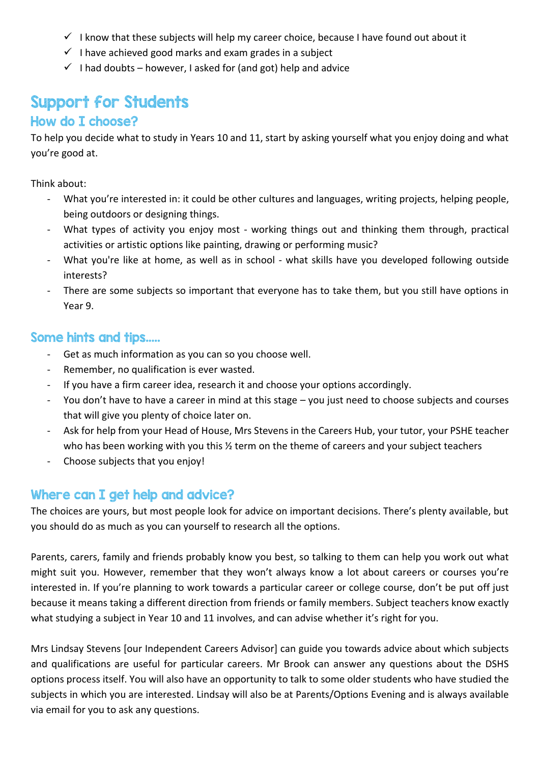- ✓ I know that these subjects will help my career choice, because I have found out about it
- ✓ I have achieved good marks and exam grades in a subject
- ✓ I had doubts – however, I asked for (and got) help and advice

# Support for Students

## How do I choose?

To help you decide what to study in Years 10 and 11, start by asking yourself what you enjoy doing and what you're good at.

Think about:

- What you're interested in: it could be other cultures and languages, writing projects, helping people, being outdoors or designing things.
- What types of activity you enjoy most - working things out and thinking them through, practical activities or artistic options like painting, drawing or performing music?
- What you're like at home, as well as in school - what skills have you developed following outside interests?
- There are some subjects so important that everyone has to take them, but you still have options in Year 9.

## Some hints and tips.....

- Get as much information as you can so you choose well.
- Remember, no qualification is ever wasted.
- If you have a firm career idea, research it and choose your options accordingly.
- You don't have to have a career in mind at this stage – you just need to choose subjects and courses that will give you plenty of choice later on.
- Ask for help from your Head of House, Mrs Stevens in the Careers Hub, your tutor, your PSHE teacher who has been working with you this ½ term on the theme of careers and your subject teachers
- Choose subjects that you enjoy!

## Where can I get help and advice?

The choices are yours, but most people look for advice on important decisions. There's plenty available, but you should do as much as you can yourself to research all the options.

Parents, carers, family and friends probably know you best, so talking to them can help you work out what might suit you. However, remember that they won't always know a lot about careers or courses you're interested in. If you're planning to work towards a particular career or college course, don't be put off just because it means taking a different direction from friends or family members. Subject teachers know exactly what studying a subject in Year 10 and 11 involves, and can advise whether it's right for you.

Mrs Lindsay Stevens [our Independent Careers Advisor] can guide you towards advice about which subjects and qualifications are useful for particular careers. Mr Brook can answer any questions about the DSHS options process itself. You will also have an opportunity to talk to some older students who have studied the subjects in which you are interested. Lindsay will also be at Parents/Options Evening and is always available via email for you to ask any questions.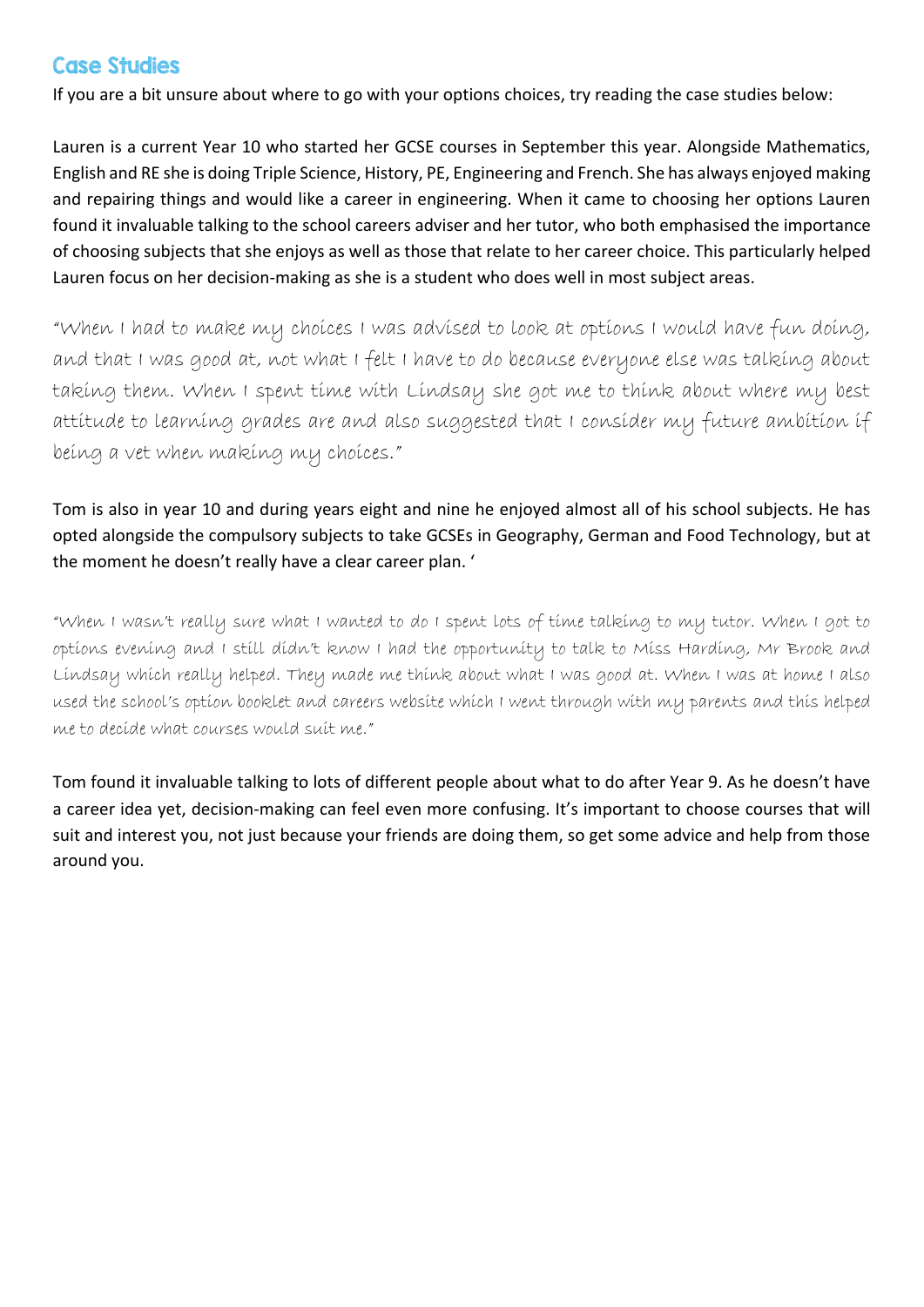## Case Studies

If you are a bit unsure about where to go with your options choices, try reading the case studies below:

Lauren is a current Year 10 who started her GCSE courses in September this year. Alongside Mathematics, English and RE she is doing Triple Science, History, PE, Engineering and French. She has always enjoyed making and repairing things and would like a career in engineering. When it came to choosing her options Lauren found it invaluable talking to the school careers adviser and her tutor, who both emphasised the importance of choosing subjects that she enjoys as well as those that relate to her career choice. This particularly helped Lauren focus on her decision-making as she is a student who does well in most subject areas.

*"When I had to make my choices I was advised to look at options I would have fun doing, and that I was good at, not what I felt I have to do because everyone else was talking about taking them. When I spent time with Lindsay she got me to think about where my best attitude to learning grades are and also suggested that I consider my future ambition if being a vet when making my choices."*

Tom is also in year 10 and during years eight and nine he enjoyed almost all of his school subjects. He has opted alongside the compulsory subjects to take GCSEs in Geography, German and Food Technology, but at the moment he doesn't really have a clear career plan. '

*"When I wasn't really sure what I wanted to do I spent lots of time talking to my tutor. When I got to options evening and I still didn't know I had the opportunity to talk to Miss Harding, Mr Brook and Lindsay which really helped. They made me think about what I was good at. When I was at home I also used the school's option booklet and careers website which I went through with my parents and this helped me to decide what courses would suit me."*

Tom found it invaluable talking to lots of different people about what to do after Year 9. As he doesn't have a career idea yet, decision-making can feel even more confusing. It's important to choose courses that will suit and interest you, not just because your friends are doing them, so get some advice and help from those around you.